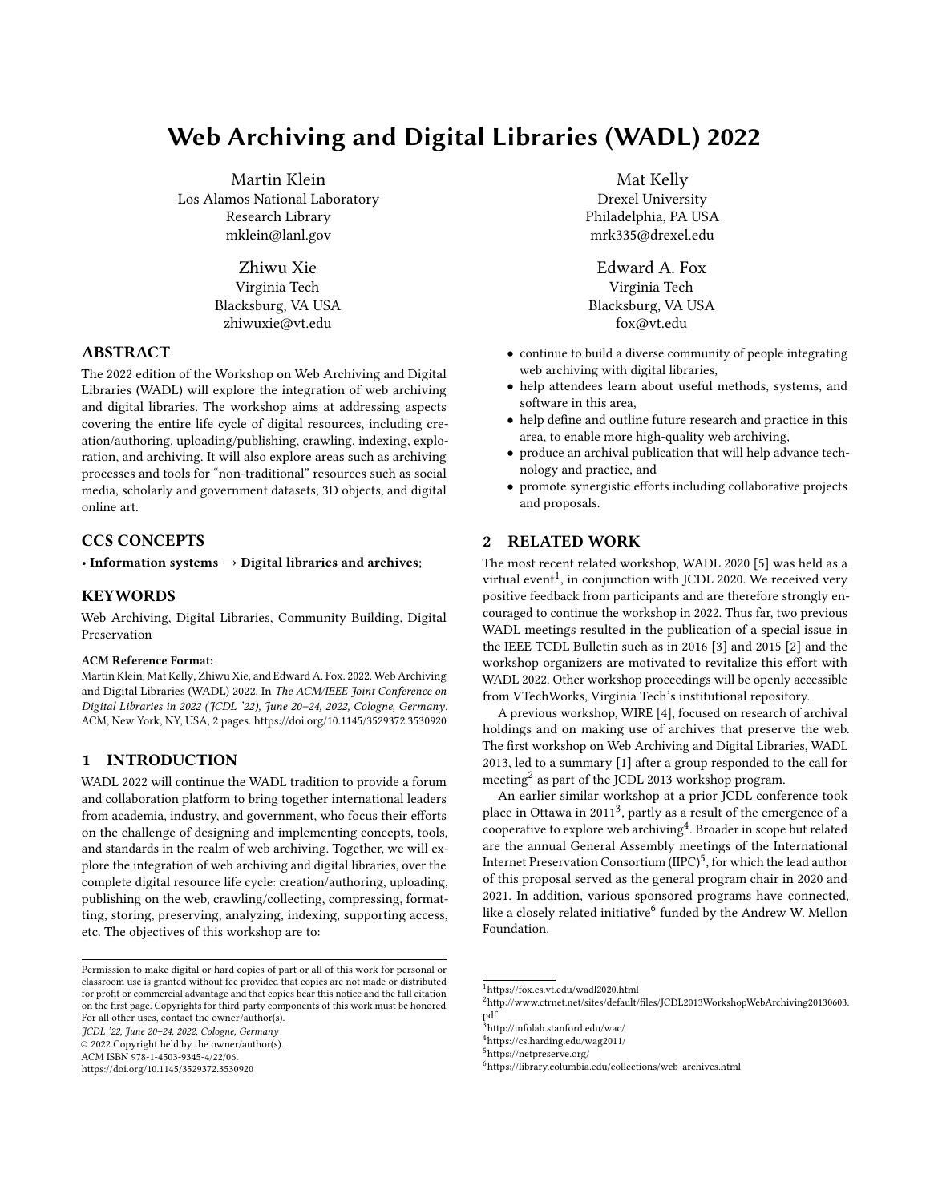# Web Archiving and Digital Libraries (WADL) 2022

Martin Klein
Los Alamos National Laboratory
Research Library
mklein@lanl.gov

Mat Kelly
Drexel University
Philadelphia, PA USA
mrk335@drexel.edu

Zhiwu Xie
Virginia Tech
Blacksburg, VA USA
zhiwuxie@vt.edu

Edward A. Fox
Virginia Tech
Blacksburg, VA USA
fox@vt.edu

## ABSTRACT

The 2022 edition of the Workshop on Web Archiving and Digital Libraries (WADL) will explore the integration of web archiving and digital libraries. The workshop aims at addressing aspects covering the entire life cycle of digital resources, including creation/authoring, uploading/publishing, crawling, indexing, exploration, and archiving. It will also explore areas such as archiving processes and tools for "non-traditional" resources such as social media, scholarly and government datasets, 3D objects, and digital online art.

## CCS CONCEPTS

• **Information systems → Digital libraries and archives**;

## KEYWORDS

Web Archiving, Digital Libraries, Community Building, Digital Preservation

**ACM Reference Format:**
Martin Klein, Mat Kelly, Zhiwu Xie, and Edward A. Fox. 2022. Web Archiving and Digital Libraries (WADL) 2022. In *The ACM/IEEE Joint Conference on Digital Libraries in 2022 (JCDL '22), June 20–24, 2022, Cologne, Germany*. ACM, New York, NY, USA, 2 pages. https://doi.org/10.1145/3529372.3530920

## 1 INTRODUCTION

WADL 2022 will continue the WADL tradition to provide a forum and collaboration platform to bring together international leaders from academia, industry, and government, who focus their efforts on the challenge of designing and implementing concepts, tools, and standards in the realm of web archiving. Together, we will explore the integration of web archiving and digital libraries, over the complete digital resource life cycle: creation/authoring, uploading, publishing on the web, crawling/collecting, compressing, formatting, storing, preserving, analyzing, indexing, supporting access, etc. The objectives of this workshop are to:

- continue to build a diverse community of people integrating web archiving with digital libraries,
- help attendees learn about useful methods, systems, and software in this area,
- help define and outline future research and practice in this area, to enable more high-quality web archiving,
- produce an archival publication that will help advance technology and practice, and
- promote synergistic efforts including collaborative projects and proposals.

## 2 RELATED WORK

The most recent related workshop, WADL 2020 [5] was held as a virtual event[1], in conjunction with JCDL 2020. We received very positive feedback from participants and are therefore strongly encouraged to continue the workshop in 2022. Thus far, two previous WADL meetings resulted in the publication of a special issue in the IEEE TCDL Bulletin such as in 2016 [3] and 2015 [2] and the workshop organizers are motivated to revitalize this effort with WADL 2022. Other workshop proceedings will be openly accessible from VTechWorks, Virginia Tech's institutional repository.

A previous workshop, WIRE [4], focused on research of archival holdings and on making use of archives that preserve the web. The first workshop on Web Archiving and Digital Libraries, WADL 2013, led to a summary [1] after a group responded to the call for meeting[2] as part of the JCDL 2013 workshop program.

An earlier similar workshop at a prior JCDL conference took place in Ottawa in 2011[3], partly as a result of the emergence of a cooperative to explore web archiving[4]. Broader in scope but related are the annual General Assembly meetings of the International Internet Preservation Consortium (IIPC)[5], for which the lead author of this proposal served as the general program chair in 2020 and 2021. In addition, various sponsored programs have connected, like a closely related initiative[6] funded by the Andrew W. Mellon Foundation.

---

Permission to make digital or hard copies of part or all of this work for personal or classroom use is granted without fee provided that copies are not made or distributed for profit or commercial advantage and that copies bear this notice and the full citation on the first page. Copyrights for third-party components of this work must be honored. For all other uses, contact the owner/author(s).
*JCDL '22, June 20–24, 2022, Cologne, Germany*
© 2022 Copyright held by the owner/author(s).
ACM ISBN 978-1-4503-9345-4/22/06.
https://doi.org/10.1145/3529372.3530920

---

[1] https://fox.cs.vt.edu/wadl2020.html
[2] http://www.ctrnet.net/sites/default/files/JCDL2013WorkshopWebArchiving20130603.pdf
[3] http://infolab.stanford.edu/wac/
[4] https://cs.harding.edu/wag2011/
[5] https://netpreserve.org/
[6] https://library.columbia.edu/collections/web-archives.html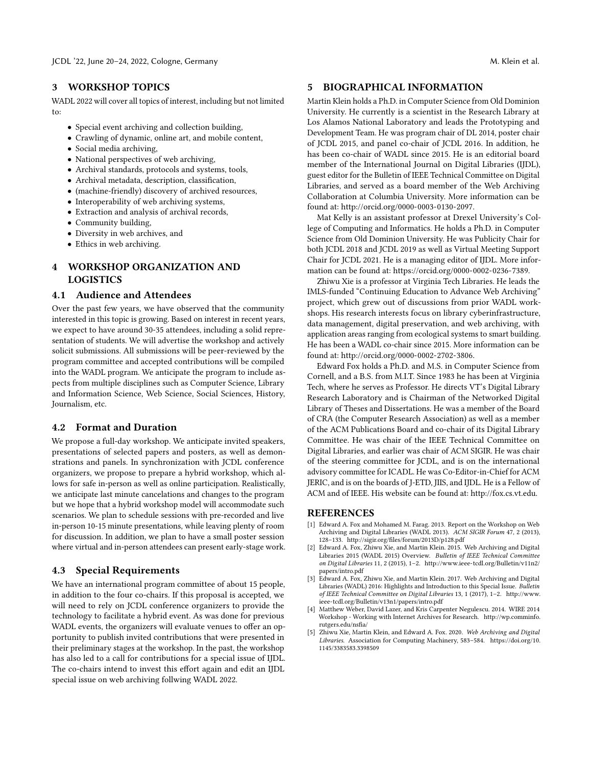## 3 WORKSHOP TOPICS

WADL 2022 will cover all topics of interest, including but not limited to:

- Special event archiving and collection building,
- Crawling of dynamic, online art, and mobile content,
- Social media archiving,
- National perspectives of web archiving,
- Archival standards, protocols and systems, tools,
- Archival metadata, description, classification,
- (machine-friendly) discovery of archived resources,
- Interoperability of web archiving systems,
- Extraction and analysis of archival records,
- Community building,
- Diversity in web archives, and
- Ethics in web archiving.

## 4 WORKSHOP ORGANIZATION AND LOGISTICS

### 4.1 Audience and Attendees

Over the past few years, we have observed that the community interested in this topic is growing. Based on interest in recent years, we expect to have around 30-35 attendees, including a solid representation of students. We will advertise the workshop and actively solicit submissions. All submissions will be peer-reviewed by the program committee and accepted contributions will be compiled into the WADL program. We anticipate the program to include aspects from multiple disciplines such as Computer Science, Library and Information Science, Web Science, Social Sciences, History, Journalism, etc.

### 4.2 Format and Duration

We propose a full-day workshop. We anticipate invited speakers, presentations of selected papers and posters, as well as demonstrations and panels. In synchronization with JCDL conference organizers, we propose to prepare a hybrid workshop, which allows for safe in-person as well as online participation. Realistically, we anticipate last minute cancelations and changes to the program but we hope that a hybrid workshop model will accommodate such scenarios. We plan to schedule sessions with pre-recorded and live in-person 10-15 minute presentations, while leaving plenty of room for discussion. In addition, we plan to have a small poster session where virtual and in-person attendees can present early-stage work.

### 4.3 Special Requirements

We have an international program committee of about 15 people, in addition to the four co-chairs. If this proposal is accepted, we will need to rely on JCDL conference organizers to provide the technology to facilitate a hybrid event. As was done for previous WADL events, the organizers will evaluate venues to offer an opportunity to publish invited contributions that were presented in their preliminary stages at the workshop. In the past, the workshop has also led to a call for contributions for a special issue of IJDL. The co-chairs intend to invest this effort again and edit an IJDL special issue on web archiving follwing WADL 2022.

## 5 BIOGRAPHICAL INFORMATION

Martin Klein holds a Ph.D. in Computer Science from Old Dominion University. He currently is a scientist in the Research Library at Los Alamos National Laboratory and leads the Prototyping and Development Team. He was program chair of DL 2014, poster chair of JCDL 2015, and panel co-chair of JCDL 2016. In addition, he has been co-chair of WADL since 2015. He is an editorial board member of the International Journal on Digital Libraries (IJDL), guest editor for the Bulletin of IEEE Technical Committee on Digital Libraries, and served as a board member of the Web Archiving Collaboration at Columbia University. More information can be found at: http://orcid.org/0000-0003-0130-2097.

Mat Kelly is an assistant professor at Drexel University's College of Computing and Informatics. He holds a Ph.D. in Computer Science from Old Dominion University. He was Publicity Chair for both JCDL 2018 and JCDL 2019 as well as Virtual Meeting Support Chair for JCDL 2021. He is a managing editor of IJDL. More information can be found at: https://orcid.org/0000-0002-0236-7389.

Zhiwu Xie is a professor at Virginia Tech Libraries. He leads the IMLS-funded "Continuing Education to Advance Web Archiving" project, which grew out of discussions from prior WADL workshops. His research interests focus on library cyberinfrastructure, data management, digital preservation, and web archiving, with application areas ranging from ecological systems to smart building. He has been a WADL co-chair since 2015. More information can be found at: http://orcid.org/0000-0002-2702-3806.

Edward Fox holds a Ph.D. and M.S. in Computer Science from Cornell, and a B.S. from M.I.T. Since 1983 he has been at Virginia Tech, where he serves as Professor. He directs VT's Digital Library Research Laboratory and is Chairman of the Networked Digital Library of Theses and Dissertations. He was a member of the Board of CRA (the Computer Research Association) as well as a member of the ACM Publications Board and co-chair of its Digital Library Committee. He was chair of the IEEE Technical Committee on Digital Libraries, and earlier was chair of ACM SIGIR. He was chair of the steering committee for JCDL, and is on the international advisory committee for ICADL. He was Co-Editor-in-Chief for ACM JERIC, and is on the boards of J-ETD, JIIS, and IJDL. He is a Fellow of ACM and of IEEE. His website can be found at: http://fox.cs.vt.edu.

## REFERENCES

[1] Edward A. Fox and Mohamed M. Farag. 2013. Report on the Workshop on Web Archiving and Digital Libraries (WADL 2013). *ACM SIGIR Forum* 47, 2 (2013), 128–133. http://sigir.org/files/forum/2013D/p128.pdf

[2] Edward A. Fox, Zhiwu Xie, and Martin Klein. 2015. Web Archiving and Digital Libraries 2015 (WADL 2015) Overview. *Bulletin of IEEE Technical Committee on Digital Libraries* 11, 2 (2015), 1–2. http://www.ieee-tcdl.org/Bulletin/v11n2/papers/intro.pdf

[3] Edward A. Fox, Zhiwu Xie, and Martin Klein. 2017. Web Archiving and Digital Libraries (WADL) 2016: Highlights and Introduction to this Special Issue. *Bulletin of IEEE Technical Committee on Digital Libraries* 13, 1 (2017), 1–2. http://www.ieee-tcdl.org/Bulletin/v13n1/papers/intro.pdf

[4] Matthew Weber, David Lazer, and Kris Carpenter Negulescu. 2014. WIRE 2014 Workshop - Working with Internet Archives for Research. http://wp.comminfo.rutgers.edu/nsfia/

[5] Zhiwu Xie, Martin Klein, and Edward A. Fox. 2020. *Web Archiving and Digital Libraries*. Association for Computing Machinery, 583–584. https://doi.org/10.1145/3383583.3398509